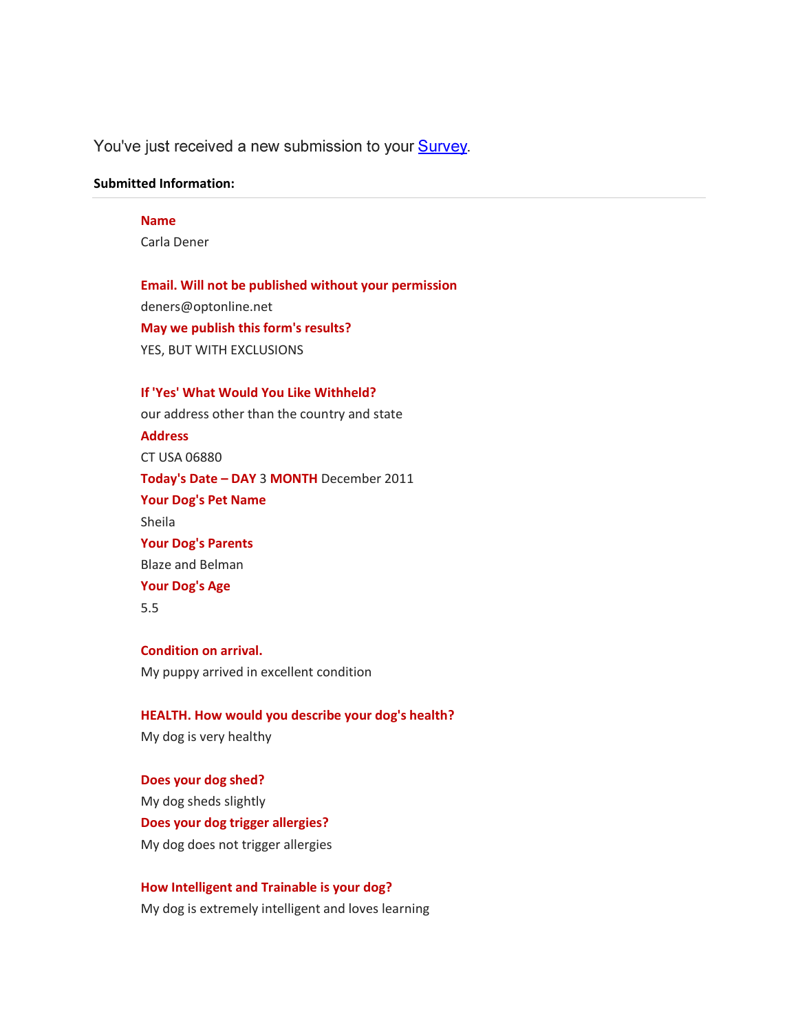You've just received a new submission to your Survey.

**Submitted Information:**

---

**Name**

Carla Dener

**Email. Will not be published without your permission**

deners@optonline.net

**May we publish this form's results?**

YES, BUT WITH EXCLUSIONS

**If 'Yes' What Would You Like Withheld?**

our address other than the country and state

**Address**

CT USA 06880

**Today's Date – DAY** 3 **MONTH** December 2011

**Your Dog's Pet Name**

Sheila

**Your Dog's Parents**

Blaze and Belman

**Your Dog's Age**

5.5

**Condition on arrival.**

My puppy arrived in excellent condition

**HEALTH. How would you describe your dog's health?**

My dog is very healthy

**Does your dog shed?**

My dog sheds slightly

**Does your dog trigger allergies?**

My dog does not trigger allergies

**How Intelligent and Trainable is your dog?**

My dog is extremely intelligent and loves learning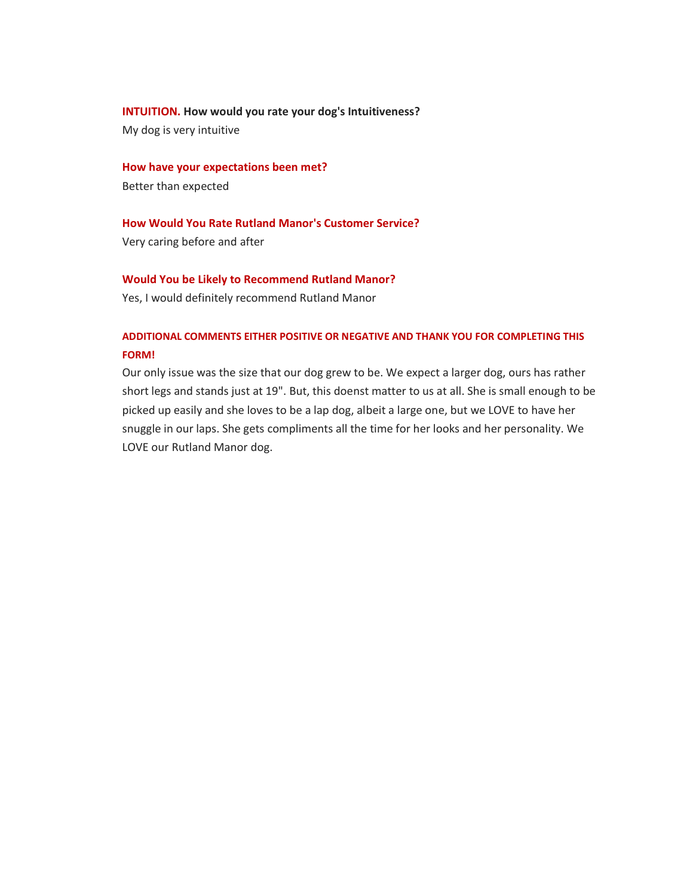**INTUITION. How would you rate your dog's Intuitiveness?**

My dog is very intuitive

**How have your expectations been met?**

Better than expected

**How Would You Rate Rutland Manor's Customer Service?**

Very caring before and after

**Would You be Likely to Recommend Rutland Manor?**

Yes, I would definitely recommend Rutland Manor

**ADDITIONAL COMMENTS EITHER POSITIVE OR NEGATIVE AND THANK YOU FOR COMPLETING THIS FORM!**

Our only issue was the size that our dog grew to be. We expect a larger dog, ours has rather short legs and stands just at 19". But, this doenst matter to us at all. She is small enough to be picked up easily and she loves to be a lap dog, albeit a large one, but we LOVE to have her snuggle in our laps. She gets compliments all the time for her looks and her personality. We LOVE our Rutland Manor dog.